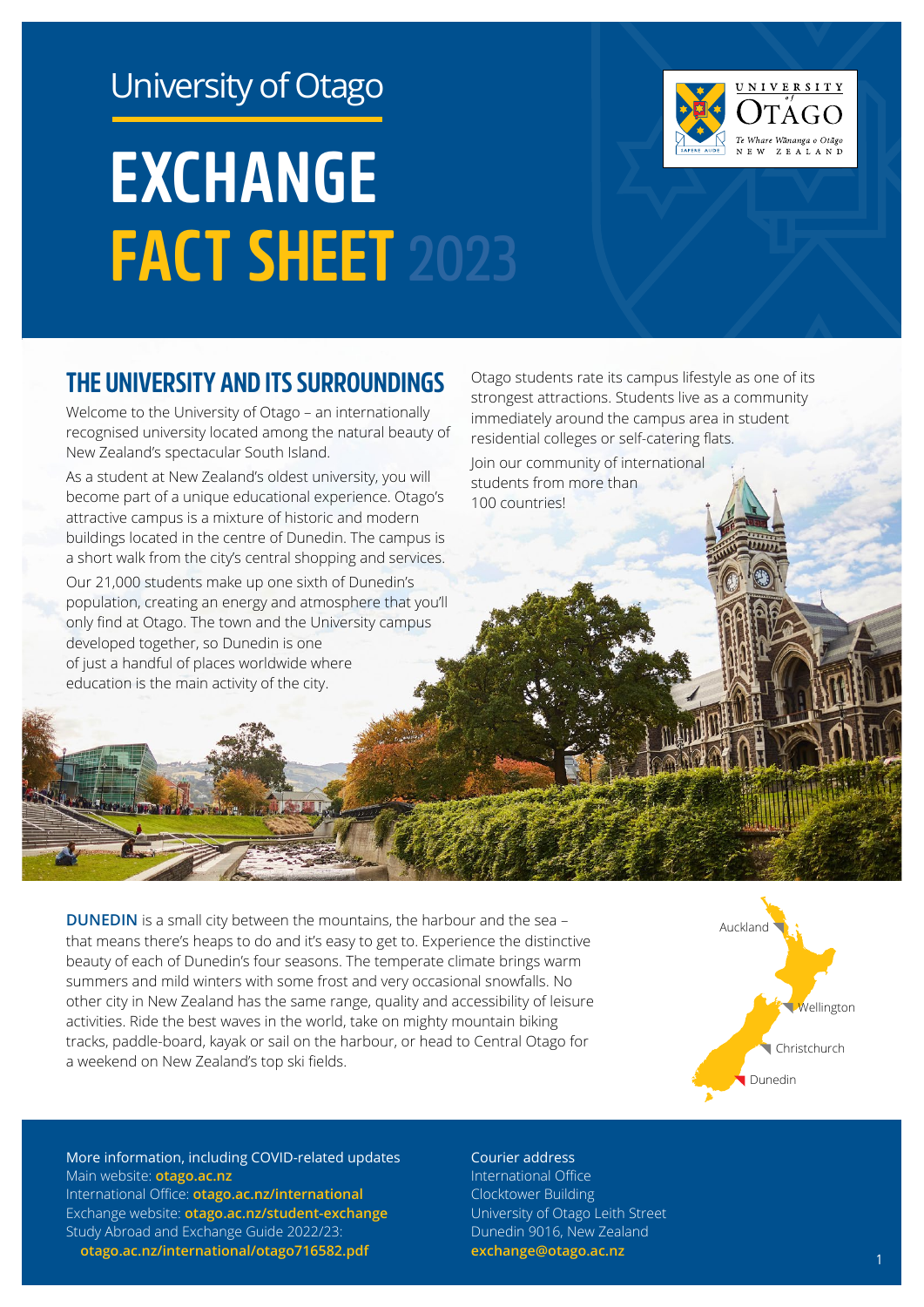University of Otago

# EXCHANGE FACT SHEET 2023

## THE UNIVERSITY AND ITS SURROUNDINGS

Welcome to the University of Otago – an internationally recognised university located among the natural beauty of New Zealand's spectacular South Island.

As a student at New Zealand's oldest university, you will become part of a unique educational experience. Otago's attractive campus is a mixture of historic and modern buildings located in the centre of Dunedin. The campus is a short walk from the city's central shopping and services.

Our 21,000 students make up one sixth of Dunedin's population, creating an energy and atmosphere that you'll only find at Otago. The town and the University campus developed together, so Dunedin is one of just a handful of places worldwide where education is the main activity of the city.

Otago students rate its campus lifestyle as one of its strongest attractions. Students live as a community immediately around the campus area in student residential colleges or self-catering flats.

Join our community of international students from more than 100 countries!

**DUNEDIN** is a small city between the mountains, the harbour and the sea – that means there's heaps to do and it's easy to get to. Experience the distinctive beauty of each of Dunedin's four seasons. The temperate climate brings warm summers and mild winters with some frost and very occasional snowfalls. No other city in New Zealand has the same range, quality and accessibility of leisure activities. Ride the best waves in the world, take on mighty mountain biking tracks, paddle-board, kayak or sail on the harbour, or head to Central Otago for a weekend on New Zealand's top ski fields.

Auckland
Wellington
Christchurch
Dunedin

More information, including COVID-related updates
Main website: **otago.ac.nz**
International Office: **otago.ac.nz/international**
Exchange website: **otago.ac.nz/student-exchange**
Study Abroad and Exchange Guide 2022/23:
**otago.ac.nz/international/otago716582.pdf**

Courier address
International Office
Clocktower Building
University of Otago Leith Street
Dunedin 9016, New Zealand
**exchange@otago.ac.nz**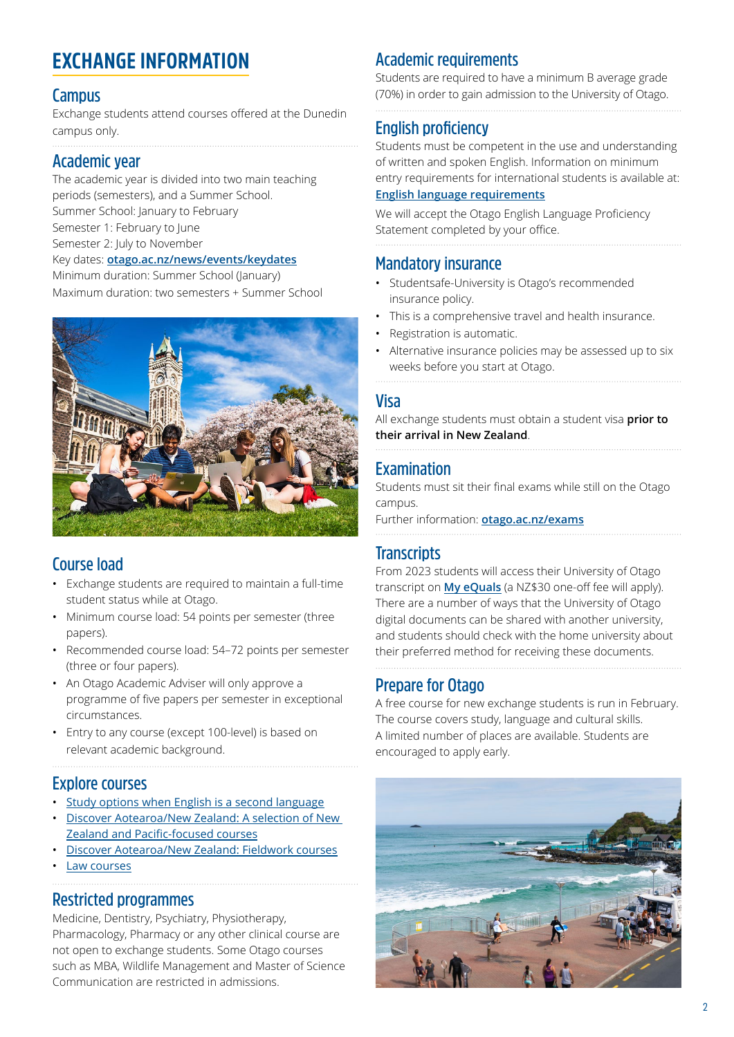# EXCHANGE INFORMATION

## Campus

Exchange students attend courses offered at the Dunedin campus only.

## Academic year

The academic year is divided into two main teaching periods (semesters), and a Summer School.
Summer School: January to February
Semester 1: February to June
Semester 2: July to November
Key dates: **otago.ac.nz/news/events/keydates**
Minimum duration: Summer School (January)
Maximum duration: two semesters + Summer School

## Course load

- Exchange students are required to maintain a full-time student status while at Otago.
- Minimum course load: 54 points per semester (three papers).
- Recommended course load: 54–72 points per semester (three or four papers).
- An Otago Academic Adviser will only approve a programme of five papers per semester in exceptional circumstances.
- Entry to any course (except 100-level) is based on relevant academic background.

## Explore courses

- Study options when English is a second language
- Discover Aotearoa/New Zealand: A selection of New Zealand and Pacific-focused courses
- Discover Aotearoa/New Zealand: Fieldwork courses
- Law courses

## Restricted programmes

Medicine, Dentistry, Psychiatry, Physiotherapy, Pharmacology, Pharmacy or any other clinical course are not open to exchange students. Some Otago courses such as MBA, Wildlife Management and Master of Science Communication are restricted in admissions.

## Academic requirements

Students are required to have a minimum B average grade (70%) in order to gain admission to the University of Otago.

## English proficiency

Students must be competent in the use and understanding of written and spoken English. Information on minimum entry requirements for international students is available at: **English language requirements**

We will accept the Otago English Language Proficiency Statement completed by your office.

## Mandatory insurance

- Studentsafe-University is Otago's recommended insurance policy.
- This is a comprehensive travel and health insurance.
- Registration is automatic.
- Alternative insurance policies may be assessed up to six weeks before you start at Otago.

## Visa

All exchange students must obtain a student visa **prior to their arrival in New Zealand**.

## Examination

Students must sit their final exams while still on the Otago campus.
Further information: **otago.ac.nz/exams**

## Transcripts

From 2023 students will access their University of Otago transcript on **My eQuals** (a NZ$30 one-off fee will apply). There are a number of ways that the University of Otago digital documents can be shared with another university, and students should check with the home university about their preferred method for receiving these documents.

## Prepare for Otago

A free course for new exchange students is run in February. The course covers study, language and cultural skills. A limited number of places are available. Students are encouraged to apply early.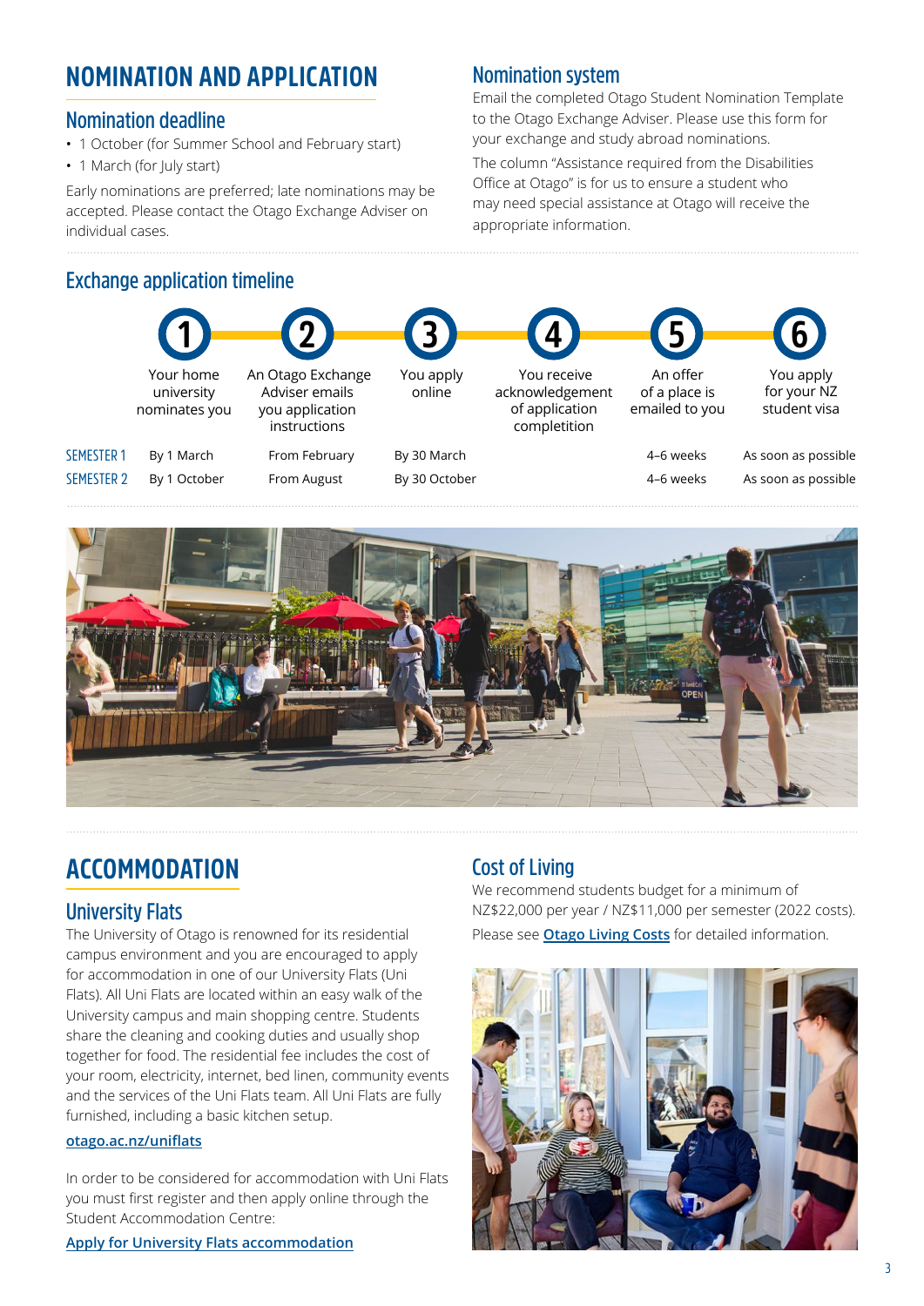# NOMINATION AND APPLICATION

## Nomination deadline

- 1 October (for Summer School and February start)
- 1 March (for July start)

Early nominations are preferred; late nominations may be accepted. Please contact the Otago Exchange Adviser on individual cases.

## Nomination system

Email the completed Otago Student Nomination Template to the Otago Exchange Adviser. Please use this form for your exchange and study abroad nominations.

The column "Assistance required from the Disabilities Office at Otago" is for us to ensure a student who may need special assistance at Otago will receive the appropriate information.

## Exchange application timeline

| | 1 | 2 | 3 | 4 | 5 | 6 |
|---|---|---|---|---|---|---|
| | Your home university nominates you | An Otago Exchange Adviser emails you application instructions | You apply online | You receive acknowledgement of application completion | An offer of a place is emailed to you | You apply for your NZ student visa |
| SEMESTER 1 | By 1 March | From February | By 30 March | | 4–6 weeks | As soon as possible |
| SEMESTER 2 | By 1 October | From August | By 30 October | | 4–6 weeks | As soon as possible |

# ACCOMMODATION

## University Flats

The University of Otago is renowned for its residential campus environment and you are encouraged to apply for accommodation in one of our University Flats (Uni Flats). All Uni Flats are located within an easy walk of the University campus and main shopping centre. Students share the cleaning and cooking duties and usually shop together for food. The residential fee includes the cost of your room, electricity, internet, bed linen, community events and the services of the Uni Flats team. All Uni Flats are fully furnished, including a basic kitchen setup.

[otago.ac.nz/uniflats](otago.ac.nz/uniflats)

In order to be considered for accommodation with Uni Flats you must first register and then apply online through the Student Accommodation Centre:

Apply for University Flats accommodation

## Cost of Living

We recommend students budget for a minimum of NZ$22,000 per year / NZ$11,000 per semester (2022 costs).

Please see **Otago Living Costs** for detailed information.